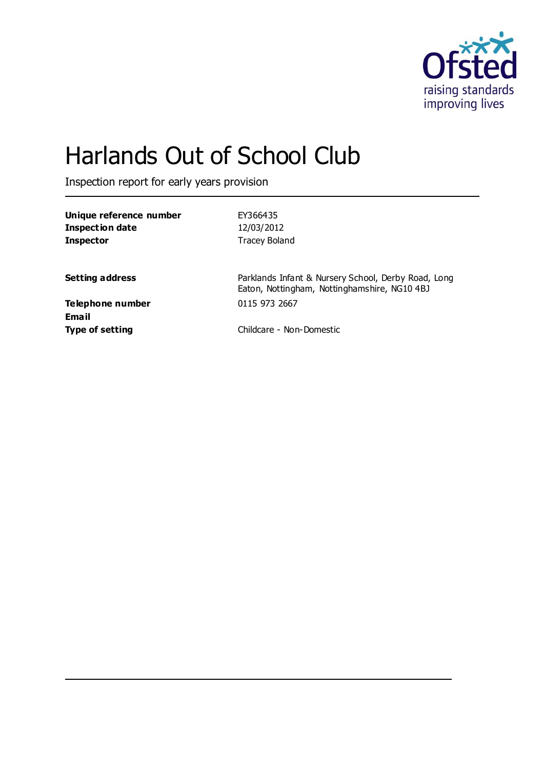# Harlands Out of School Club

Inspection report for early years provision

| | |
|---|---|
| **Unique reference number** | EY366435 |
| **Inspection date** | 12/03/2012 |
| **Inspector** | Tracey Boland |
| | |
| **Setting address** | Parklands Infant & Nursery School, Derby Road, Long Eaton, Nottingham, Nottinghamshire, NG10 4BJ |
| **Telephone number** | 0115 973 2667 |
| **Email** | |
| **Type of setting** | Childcare - Non-Domestic |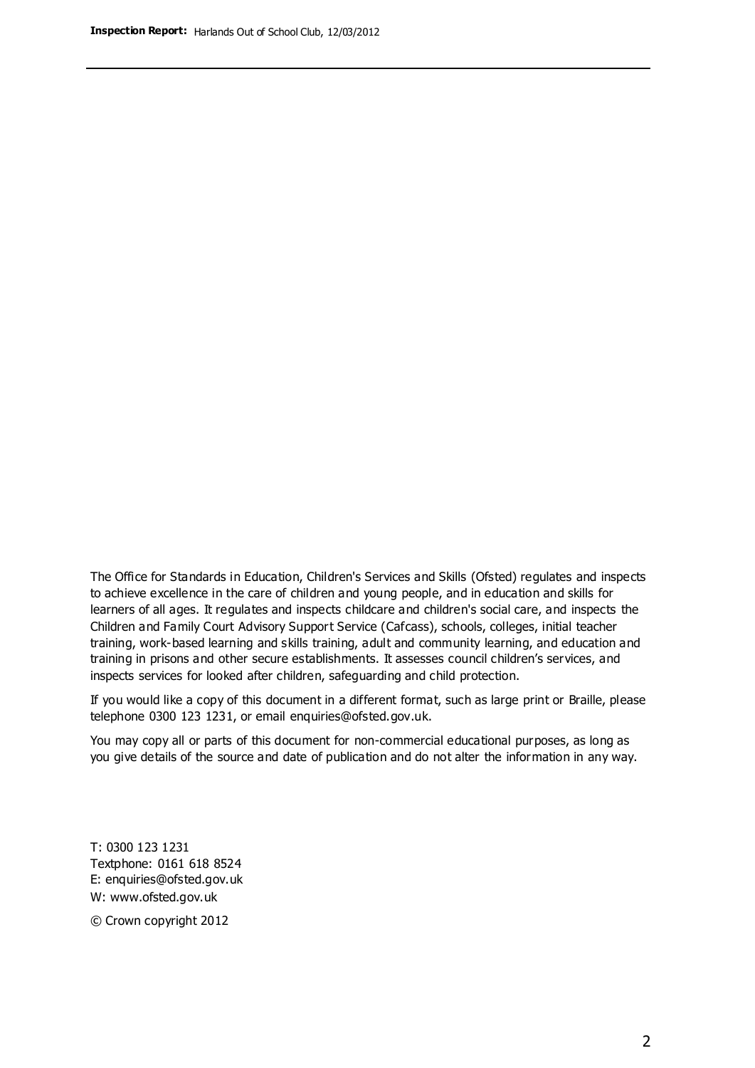The Office for Standards in Education, Children's Services and Skills (Ofsted) regulates and inspects to achieve excellence in the care of children and young people, and in education and skills for learners of all ages. It regulates and inspects childcare and children's social care, and inspects the Children and Family Court Advisory Support Service (Cafcass), schools, colleges, initial teacher training, work-based learning and skills training, adult and community learning, and education and training in prisons and other secure establishments. It assesses council children's services, and inspects services for looked after children, safeguarding and child protection.

If you would like a copy of this document in a different format, such as large print or Braille, please telephone 0300 123 1231, or email enquiries@ofsted.gov.uk.

You may copy all or parts of this document for non-commercial educational purposes, as long as you give details of the source and date of publication and do not alter the information in any way.

T: 0300 123 1231
Textphone: 0161 618 8524
E: enquiries@ofsted.gov.uk
W: www.ofsted.gov.uk

© Crown copyright 2012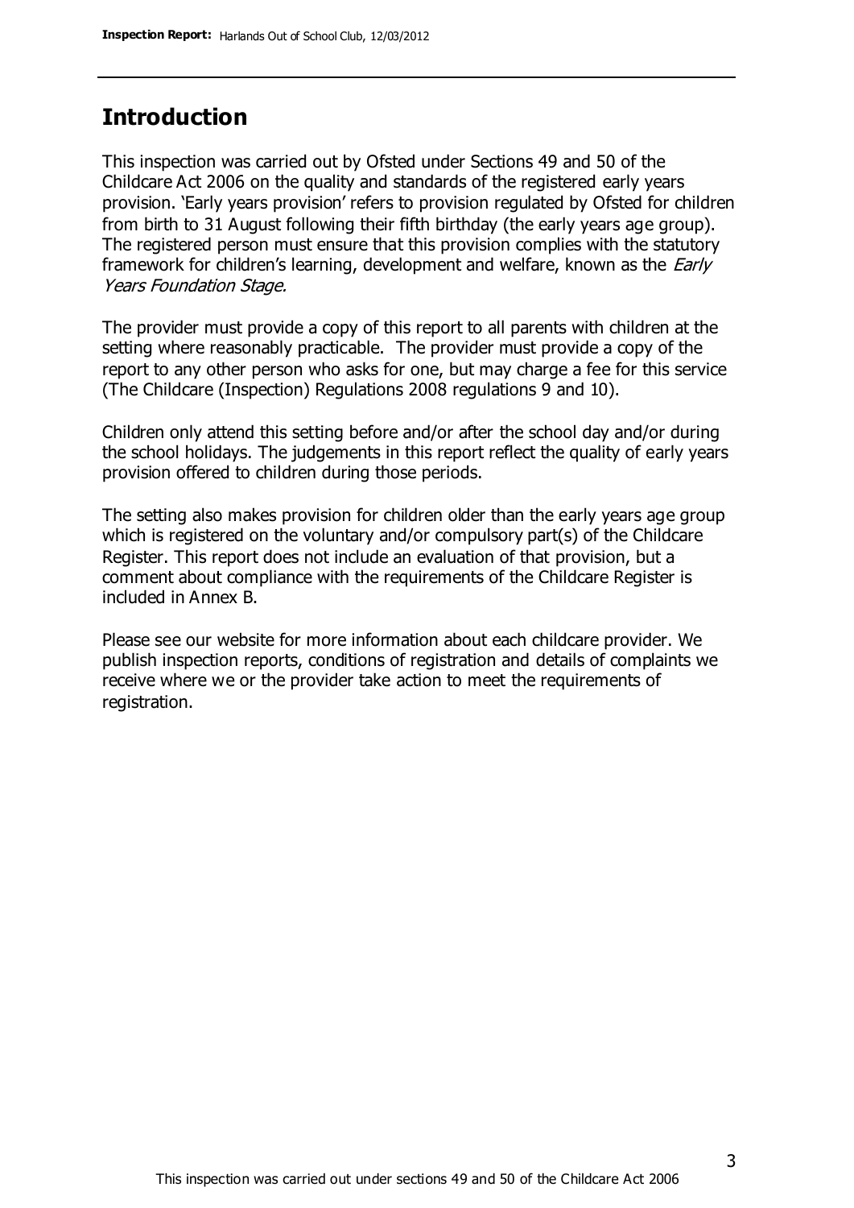## Introduction

This inspection was carried out by Ofsted under Sections 49 and 50 of the Childcare Act 2006 on the quality and standards of the registered early years provision. 'Early years provision' refers to provision regulated by Ofsted for children from birth to 31 August following their fifth birthday (the early years age group). The registered person must ensure that this provision complies with the statutory framework for children's learning, development and welfare, known as the *Early Years Foundation Stage.*

The provider must provide a copy of this report to all parents with children at the setting where reasonably practicable. The provider must provide a copy of the report to any other person who asks for one, but may charge a fee for this service (The Childcare (Inspection) Regulations 2008 regulations 9 and 10).

Children only attend this setting before and/or after the school day and/or during the school holidays. The judgements in this report reflect the quality of early years provision offered to children during those periods.

The setting also makes provision for children older than the early years age group which is registered on the voluntary and/or compulsory part(s) of the Childcare Register. This report does not include an evaluation of that provision, but a comment about compliance with the requirements of the Childcare Register is included in Annex B.

Please see our website for more information about each childcare provider. We publish inspection reports, conditions of registration and details of complaints we receive where we or the provider take action to meet the requirements of registration.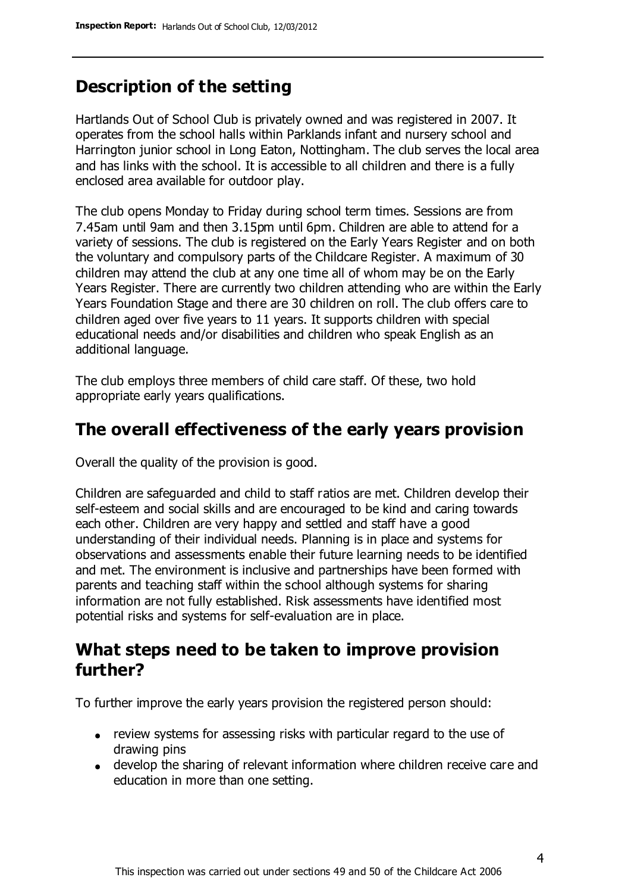## Description of the setting

Hartlands Out of School Club is privately owned and was registered in 2007. It operates from the school halls within Parklands infant and nursery school and Harrington junior school in Long Eaton, Nottingham. The club serves the local area and has links with the school. It is accessible to all children and there is a fully enclosed area available for outdoor play.

The club opens Monday to Friday during school term times. Sessions are from 7.45am until 9am and then 3.15pm until 6pm. Children are able to attend for a variety of sessions. The club is registered on the Early Years Register and on both the voluntary and compulsory parts of the Childcare Register. A maximum of 30 children may attend the club at any one time all of whom may be on the Early Years Register. There are currently two children attending who are within the Early Years Foundation Stage and there are 30 children on roll. The club offers care to children aged over five years to 11 years. It supports children with special educational needs and/or disabilities and children who speak English as an additional language.

The club employs three members of child care staff. Of these, two hold appropriate early years qualifications.

## The overall effectiveness of the early years provision

Overall the quality of the provision is good.

Children are safeguarded and child to staff ratios are met. Children develop their self-esteem and social skills and are encouraged to be kind and caring towards each other. Children are very happy and settled and staff have a good understanding of their individual needs. Planning is in place and systems for observations and assessments enable their future learning needs to be identified and met. The environment is inclusive and partnerships have been formed with parents and teaching staff within the school although systems for sharing information are not fully established. Risk assessments have identified most potential risks and systems for self-evaluation are in place.

## What steps need to be taken to improve provision further?

To further improve the early years provision the registered person should:

- review systems for assessing risks with particular regard to the use of drawing pins
- develop the sharing of relevant information where children receive care and education in more than one setting.

This inspection was carried out under sections 49 and 50 of the Childcare Act 2006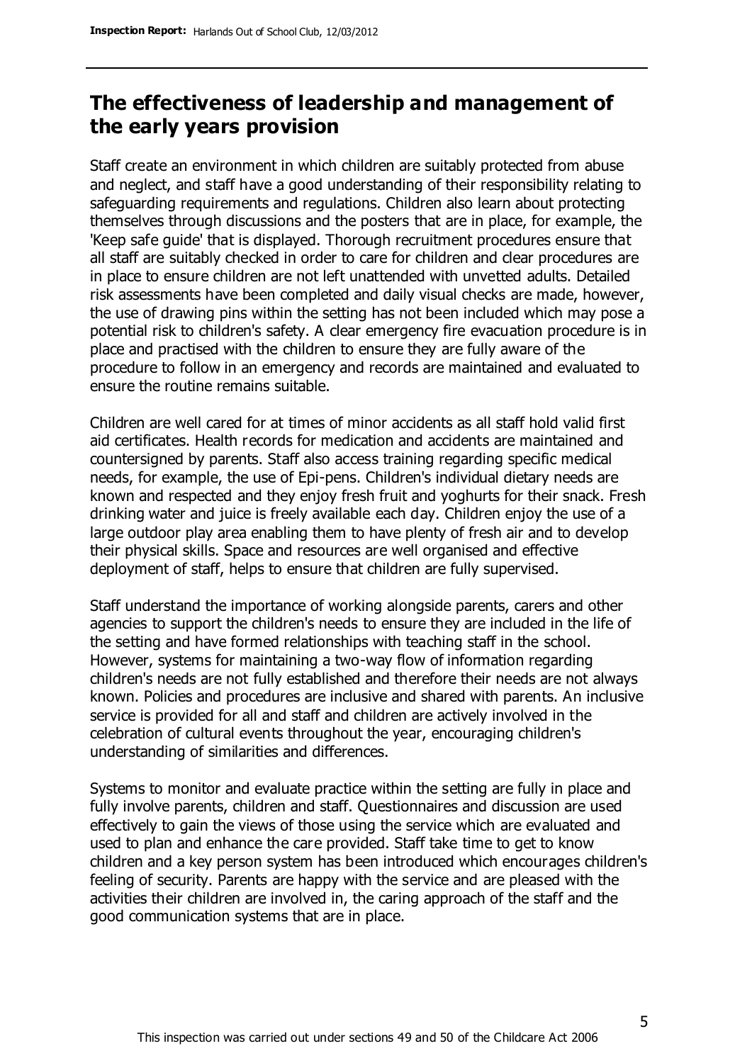## The effectiveness of leadership and management of the early years provision

Staff create an environment in which children are suitably protected from abuse and neglect, and staff have a good understanding of their responsibility relating to safeguarding requirements and regulations. Children also learn about protecting themselves through discussions and the posters that are in place, for example, the 'Keep safe guide' that is displayed. Thorough recruitment procedures ensure that all staff are suitably checked in order to care for children and clear procedures are in place to ensure children are not left unattended with unvetted adults. Detailed risk assessments have been completed and daily visual checks are made, however, the use of drawing pins within the setting has not been included which may pose a potential risk to children's safety. A clear emergency fire evacuation procedure is in place and practised with the children to ensure they are fully aware of the procedure to follow in an emergency and records are maintained and evaluated to ensure the routine remains suitable.

Children are well cared for at times of minor accidents as all staff hold valid first aid certificates. Health records for medication and accidents are maintained and countersigned by parents. Staff also access training regarding specific medical needs, for example, the use of Epi-pens. Children's individual dietary needs are known and respected and they enjoy fresh fruit and yoghurts for their snack. Fresh drinking water and juice is freely available each day. Children enjoy the use of a large outdoor play area enabling them to have plenty of fresh air and to develop their physical skills. Space and resources are well organised and effective deployment of staff, helps to ensure that children are fully supervised.

Staff understand the importance of working alongside parents, carers and other agencies to support the children's needs to ensure they are included in the life of the setting and have formed relationships with teaching staff in the school. However, systems for maintaining a two-way flow of information regarding children's needs are not fully established and therefore their needs are not always known. Policies and procedures are inclusive and shared with parents. An inclusive service is provided for all and staff and children are actively involved in the celebration of cultural events throughout the year, encouraging children's understanding of similarities and differences.

Systems to monitor and evaluate practice within the setting are fully in place and fully involve parents, children and staff. Questionnaires and discussion are used effectively to gain the views of those using the service which are evaluated and used to plan and enhance the care provided. Staff take time to get to know children and a key person system has been introduced which encourages children's feeling of security. Parents are happy with the service and are pleased with the activities their children are involved in, the caring approach of the staff and the good communication systems that are in place.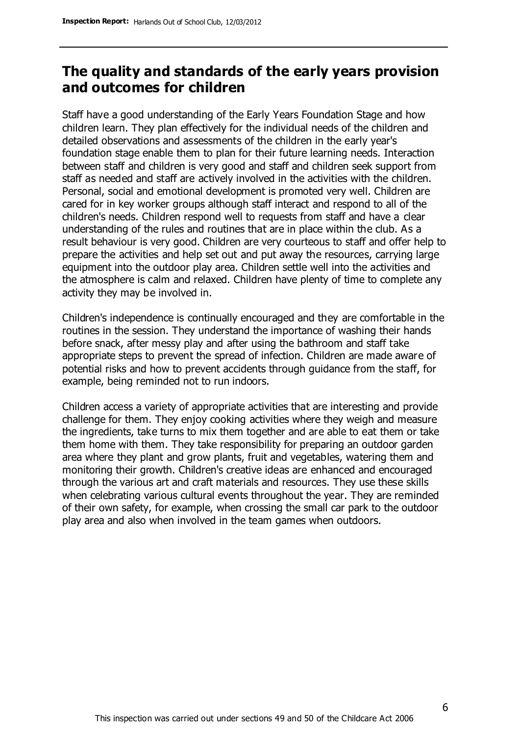## The quality and standards of the early years provision and outcomes for children

Staff have a good understanding of the Early Years Foundation Stage and how children learn. They plan effectively for the individual needs of the children and detailed observations and assessments of the children in the early year's foundation stage enable them to plan for their future learning needs. Interaction between staff and children is very good and staff and children seek support from staff as needed and staff are actively involved in the activities with the children. Personal, social and emotional development is promoted very well. Children are cared for in key worker groups although staff interact and respond to all of the children's needs. Children respond well to requests from staff and have a clear understanding of the rules and routines that are in place within the club. As a result behaviour is very good. Children are very courteous to staff and offer help to prepare the activities and help set out and put away the resources, carrying large equipment into the outdoor play area. Children settle well into the activities and the atmosphere is calm and relaxed. Children have plenty of time to complete any activity they may be involved in.

Children's independence is continually encouraged and they are comfortable in the routines in the session. They understand the importance of washing their hands before snack, after messy play and after using the bathroom and staff take appropriate steps to prevent the spread of infection. Children are made aware of potential risks and how to prevent accidents through guidance from the staff, for example, being reminded not to run indoors.

Children access a variety of appropriate activities that are interesting and provide challenge for them. They enjoy cooking activities where they weigh and measure the ingredients, take turns to mix them together and are able to eat them or take them home with them. They take responsibility for preparing an outdoor garden area where they plant and grow plants, fruit and vegetables, watering them and monitoring their growth. Children's creative ideas are enhanced and encouraged through the various art and craft materials and resources. They use these skills when celebrating various cultural events throughout the year. They are reminded of their own safety, for example, when crossing the small car park to the outdoor play area and also when involved in the team games when outdoors.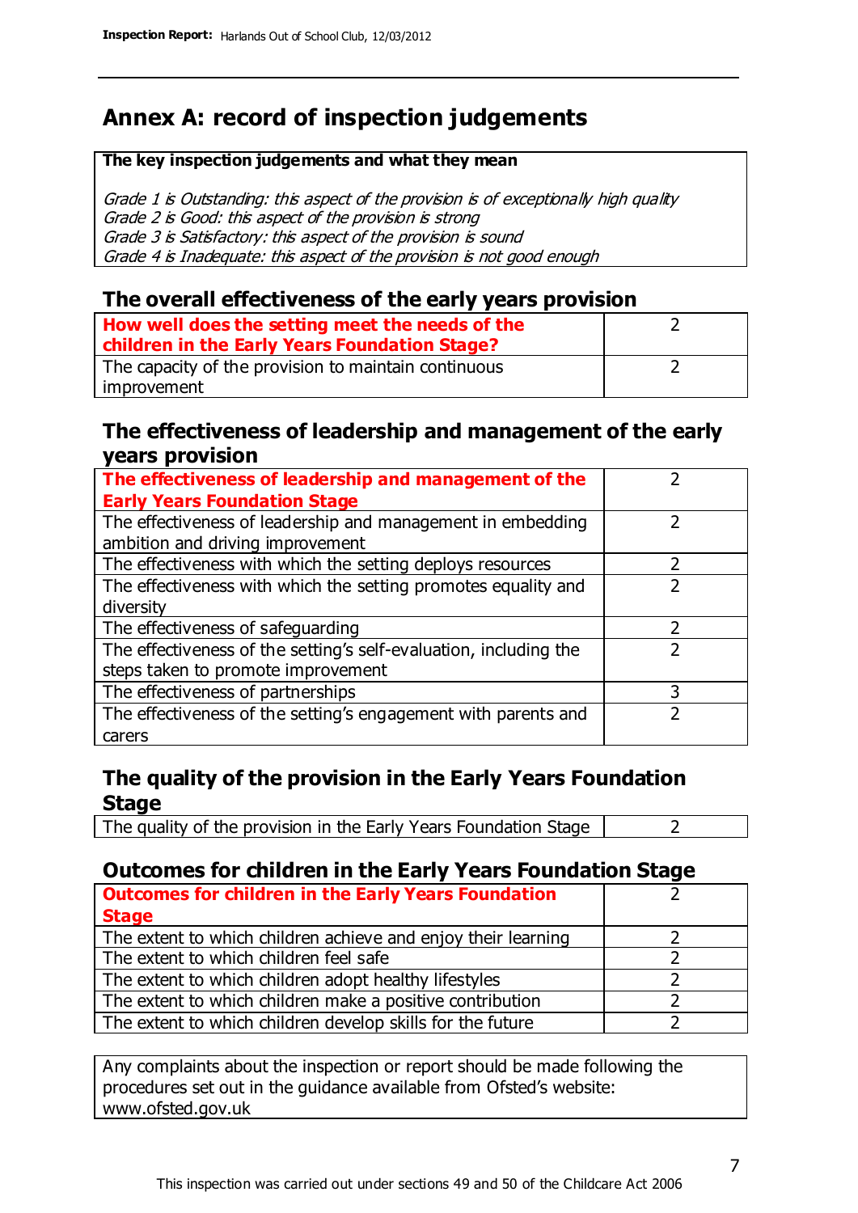# Annex A: record of inspection judgements

**The key inspection judgements and what they mean**

*Grade 1 is Outstanding: this aspect of the provision is of exceptionally high quality*
*Grade 2 is Good: this aspect of the provision is strong*
*Grade 3 is Satisfactory: this aspect of the provision is sound*
*Grade 4 is Inadequate: this aspect of the provision is not good enough*

## The overall effectiveness of the early years provision

| | |
|---|---|
| **How well does the setting meet the needs of the children in the Early Years Foundation Stage?** | 2 |
| The capacity of the provision to maintain continuous improvement | 2 |

## The effectiveness of leadership and management of the early years provision

| | |
|---|---|
| **The effectiveness of leadership and management of the Early Years Foundation Stage** | 2 |
| The effectiveness of leadership and management in embedding ambition and driving improvement | 2 |
| The effectiveness with which the setting deploys resources | 2 |
| The effectiveness with which the setting promotes equality and diversity | 2 |
| The effectiveness of safeguarding | 2 |
| The effectiveness of the setting's self-evaluation, including the steps taken to promote improvement | 2 |
| The effectiveness of partnerships | 3 |
| The effectiveness of the setting's engagement with parents and carers | 2 |

## The quality of the provision in the Early Years Foundation Stage

| | |
|---|---|
| The quality of the provision in the Early Years Foundation Stage | 2 |

## Outcomes for children in the Early Years Foundation Stage

| | |
|---|---|
| **Outcomes for children in the Early Years Foundation Stage** | 2 |
| The extent to which children achieve and enjoy their learning | 2 |
| The extent to which children feel safe | 2 |
| The extent to which children adopt healthy lifestyles | 2 |
| The extent to which children make a positive contribution | 2 |
| The extent to which children develop skills for the future | 2 |

Any complaints about the inspection or report should be made following the procedures set out in the guidance available from Ofsted's website: www.ofsted.gov.uk

This inspection was carried out under sections 49 and 50 of the Childcare Act 2006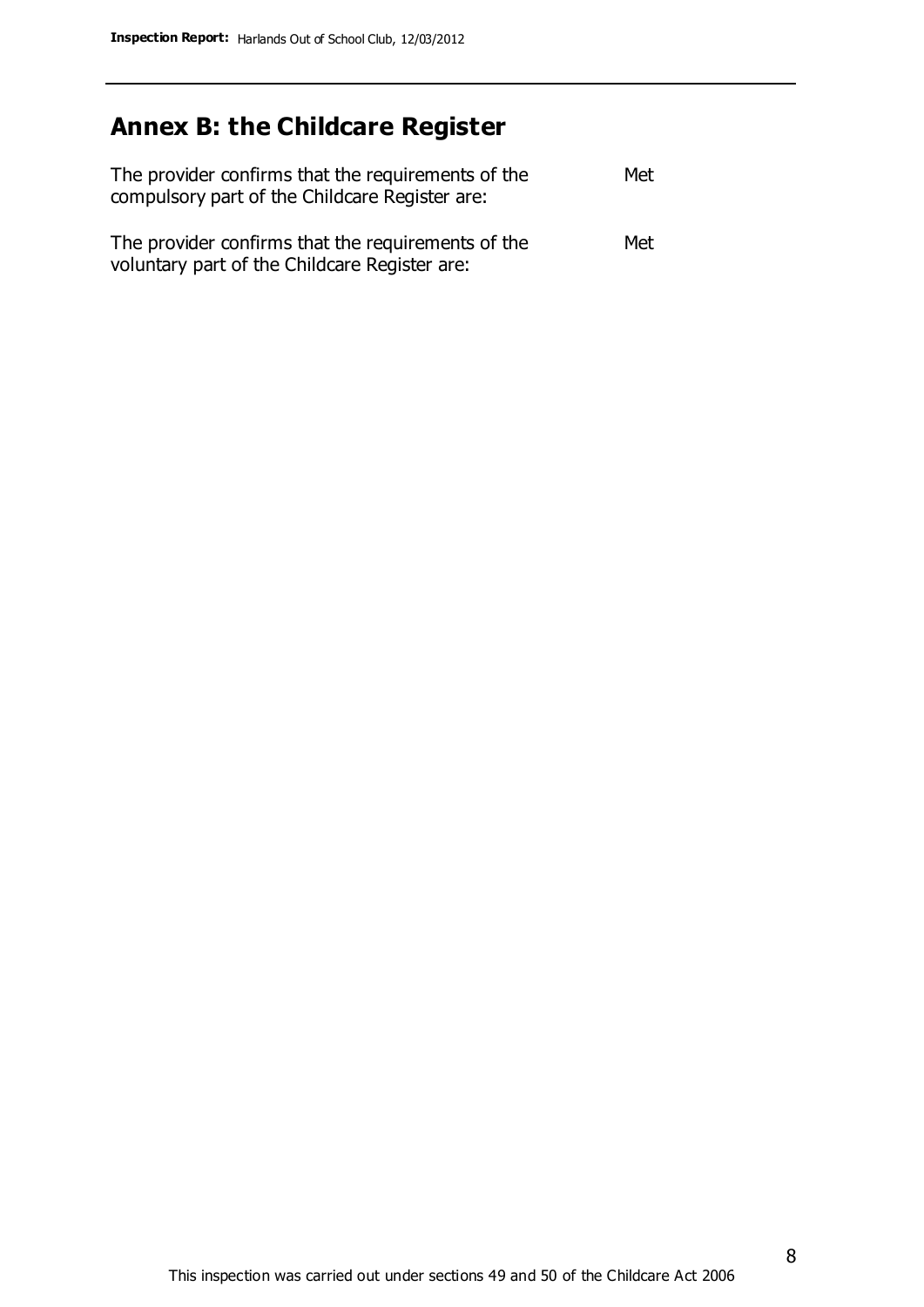## Annex B: the Childcare Register

| | |
|---|---|
| The provider confirms that the requirements of the compulsory part of the Childcare Register are: | Met |
| The provider confirms that the requirements of the voluntary part of the Childcare Register are: | Met |

This inspection was carried out under sections 49 and 50 of the Childcare Act 2006